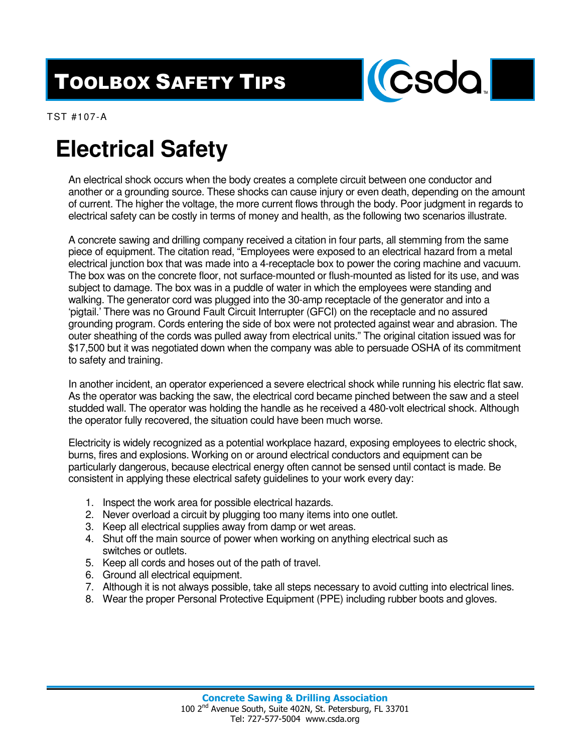# TOOLBOX SAFETY TIPS

TST #107-A

# Electrical Safety

An electrical shock occurs when the body creates a complete circuit between one conductor and another or a grounding source. These shocks can cause injury or even death, depending on the amount of current. The higher the voltage, the more current flows through the body. Poor judgment in regards to electrical safety can be costly in terms of money and health, as the following two scenarios illustrate.

A concrete sawing and drilling company received a citation in four parts, all stemming from the same piece of equipment. The citation read, "Employees were exposed to an electrical hazard from a metal electrical junction box that was made into a 4-receptacle box to power the coring machine and vacuum. The box was on the concrete floor, not surface-mounted or flush-mounted as listed for its use, and was subject to damage. The box was in a puddle of water in which the employees were standing and walking. The generator cord was plugged into the 30-amp receptacle of the generator and into a 'pigtail.' There was no Ground Fault Circuit Interrupter (GFCI) on the receptacle and no assured grounding program. Cords entering the side of box were not protected against wear and abrasion. The outer sheathing of the cords was pulled away from electrical units." The original citation issued was for $17,500 but it was negotiated down when the company was able to persuade OSHA of its commitment to safety and training.

In another incident, an operator experienced a severe electrical shock while running his electric flat saw. As the operator was backing the saw, the electrical cord became pinched between the saw and a steel studded wall. The operator was holding the handle as he received a 480-volt electrical shock. Although the operator fully recovered, the situation could have been much worse.

Electricity is widely recognized as a potential workplace hazard, exposing employees to electric shock, burns, fires and explosions. Working on or around electrical conductors and equipment can be particularly dangerous, because electrical energy often cannot be sensed until contact is made. Be consistent in applying these electrical safety guidelines to your work every day:

1. Inspect the work area for possible electrical hazards.
2. Never overload a circuit by plugging too many items into one outlet.
3. Keep all electrical supplies away from damp or wet areas.
4. Shut off the main source of power when working on anything electrical such as switches or outlets.
5. Keep all cords and hoses out of the path of travel.
6. Ground all electrical equipment.
7. Although it is not always possible, take all steps necessary to avoid cutting into electrical lines.
8. Wear the proper Personal Protective Equipment (PPE) including rubber boots and gloves.

**Concrete Sawing & Drilling Association**
100 2nd Avenue South, Suite 402N, St. Petersburg, FL 33701
Tel: 727-577-5004 www.csda.org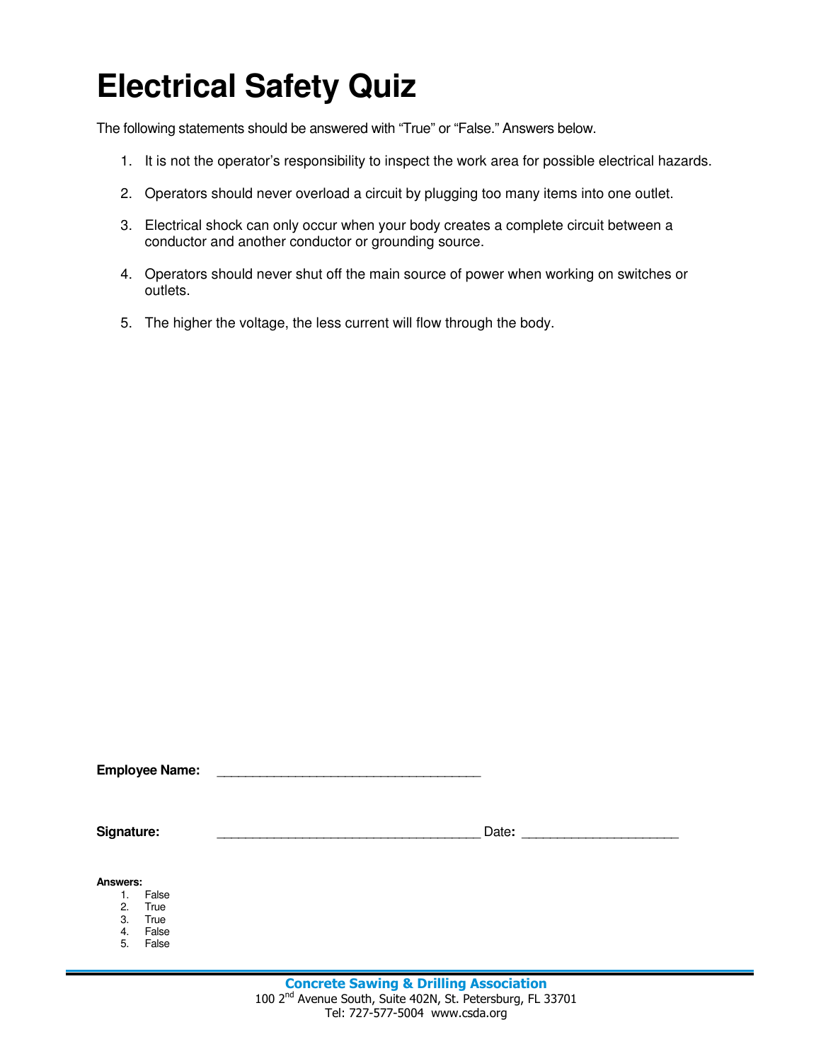# Electrical Safety Quiz

The following statements should be answered with "True" or "False." Answers below.

1. It is not the operator's responsibility to inspect the work area for possible electrical hazards.
2. Operators should never overload a circuit by plugging too many items into one outlet.
3. Electrical shock can only occur when your body creates a complete circuit between a conductor and another conductor or grounding source.
4. Operators should never shut off the main source of power when working on switches or outlets.
5. The higher the voltage, the less current will flow through the body.

**Employee Name:** ___________________________________

**Signature:** ___________________________________ Date**:** ____________________

**Answers:**

1. False
2. True
3. True
4. False
5. False

**Concrete Sawing & Drilling Association**
100 2nd Avenue South, Suite 402N, St. Petersburg, FL 33701
Tel: 727-577-5004 www.csda.org